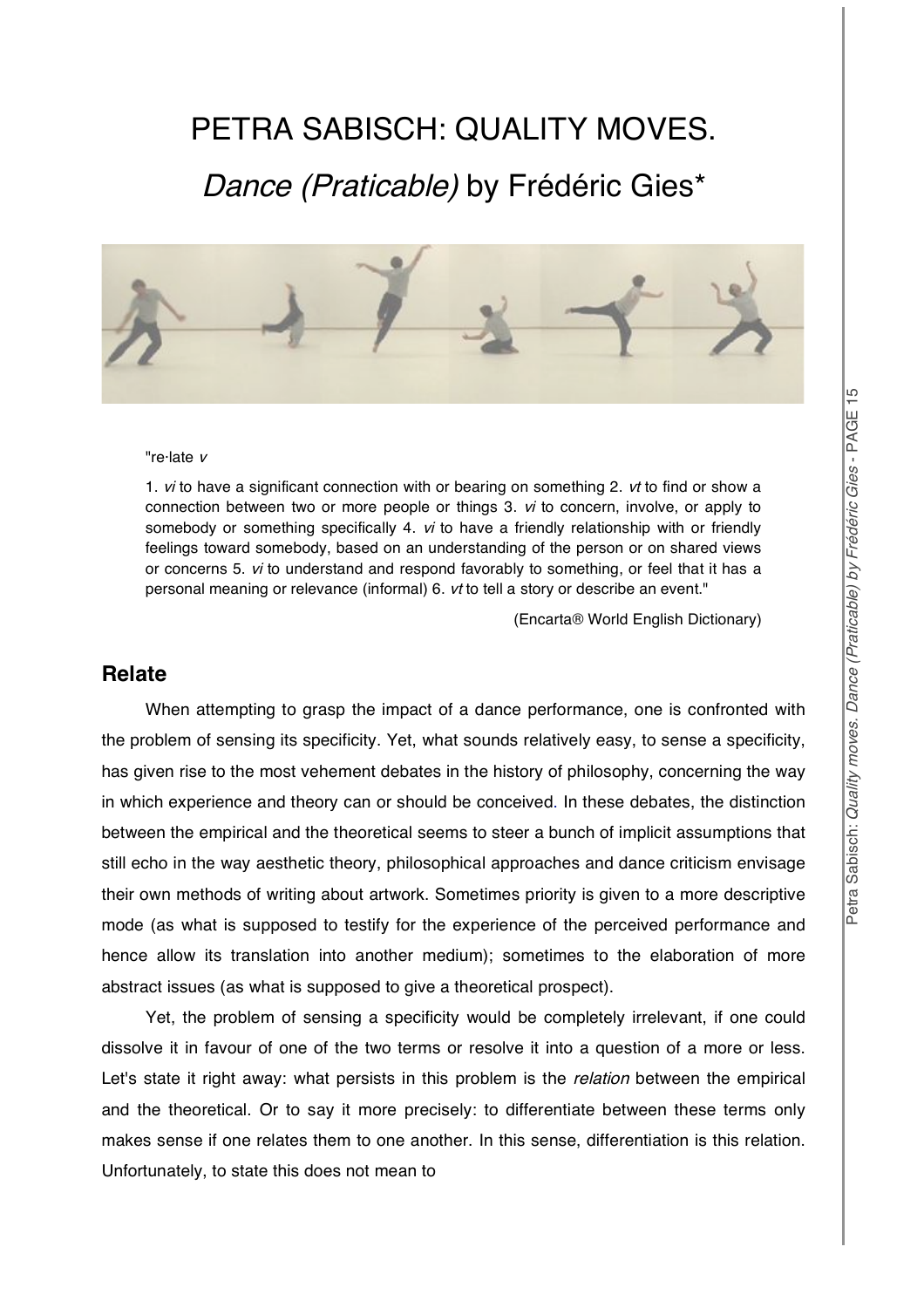# PETRA SABISCH: QUALITY MOVES.

## *Dance (Praticable)* by Frédéric Gies*

"re·late *v*

1. *vi* to have a significant connection with or bearing on something 2. *vt* to find or show a connection between two or more people or things 3. *vi* to concern, involve, or apply to somebody or something specifically 4. *vi* to have a friendly relationship with or friendly feelings toward somebody, based on an understanding of the person or on shared views or concerns 5. *vi* to understand and respond favorably to something, or feel that it has a personal meaning or relevance (informal) 6. *vt* to tell a story or describe an event."

(Encarta® World English Dictionary)

### Relate

When attempting to grasp the impact of a dance performance, one is confronted with the problem of sensing its specificity. Yet, what sounds relatively easy, to sense a specificity, has given rise to the most vehement debates in the history of philosophy, concerning the way in which experience and theory can or should be conceived. In these debates, the distinction between the empirical and the theoretical seems to steer a bunch of implicit assumptions that still echo in the way aesthetic theory, philosophical approaches and dance criticism envisage their own methods of writing about artwork. Sometimes priority is given to a more descriptive mode (as what is supposed to testify for the experience of the perceived performance and hence allow its translation into another medium); sometimes to the elaboration of more abstract issues (as what is supposed to give a theoretical prospect).

Yet, the problem of sensing a specificity would be completely irrelevant, if one could dissolve it in favour of one of the two terms or resolve it into a question of a more or less. Let's state it right away: what persists in this problem is the *relation* between the empirical and the theoretical. Or to say it more precisely: to differentiate between these terms only makes sense if one relates them to one another. In this sense, differentiation is this relation. Unfortunately, to state this does not mean to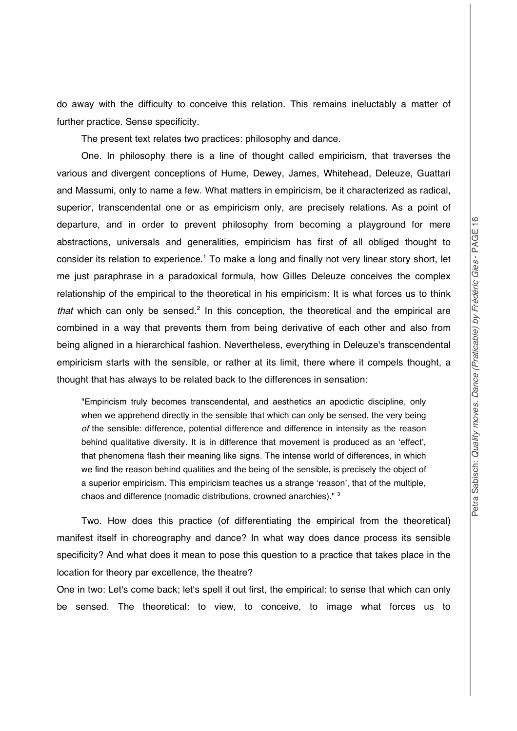do away with the difficulty to conceive this relation. This remains ineluctably a matter of further practice. Sense specificity.

The present text relates two practices: philosophy and dance.

One. In philosophy there is a line of thought called empiricism, that traverses the various and divergent conceptions of Hume, Dewey, James, Whitehead, Deleuze, Guattari and Massumi, only to name a few. What matters in empiricism, be it characterized as radical, superior, transcendental one or as empiricism only, are precisely relations. As a point of departure, and in order to prevent philosophy from becoming a playground for mere abstractions, universals and generalities, empiricism has first of all obliged thought to consider its relation to experience.[1] To make a long and finally not very linear story short, let me just paraphrase in a paradoxical formula, how Gilles Deleuze conceives the complex relationship of the empirical to the theoretical in his empiricism: It is what forces us to think *that* which can only be sensed.[2] In this conception, the theoretical and the empirical are combined in a way that prevents them from being derivative of each other and also from being aligned in a hierarchical fashion. Nevertheless, everything in Deleuze's transcendental empiricism starts with the sensible, or rather at its limit, there where it compels thought, a thought that has always to be related back to the differences in sensation:

> "Empiricism truly becomes transcendental, and aesthetics an apodictic discipline, only when we apprehend directly in the sensible that which can only be sensed, the very being *of* the sensible: difference, potential difference and difference in intensity as the reason behind qualitative diversity. It is in difference that movement is produced as an 'effect', that phenomena flash their meaning like signs. The intense world of differences, in which we find the reason behind qualities and the being of the sensible, is precisely the object of a superior empiricism. This empiricism teaches us a strange 'reason', that of the multiple, chaos and difference (nomadic distributions, crowned anarchies)." [3]

Two. How does this practice (of differentiating the empirical from the theoretical) manifest itself in choreography and dance? In what way does dance process its sensible specificity? And what does it mean to pose this question to a practice that takes place in the location for theory par excellence, the theatre?

One in two: Let's come back; let's spell it out first, the empirical: to sense that which can only be sensed. The theoretical: to view, to conceive, to image what forces us to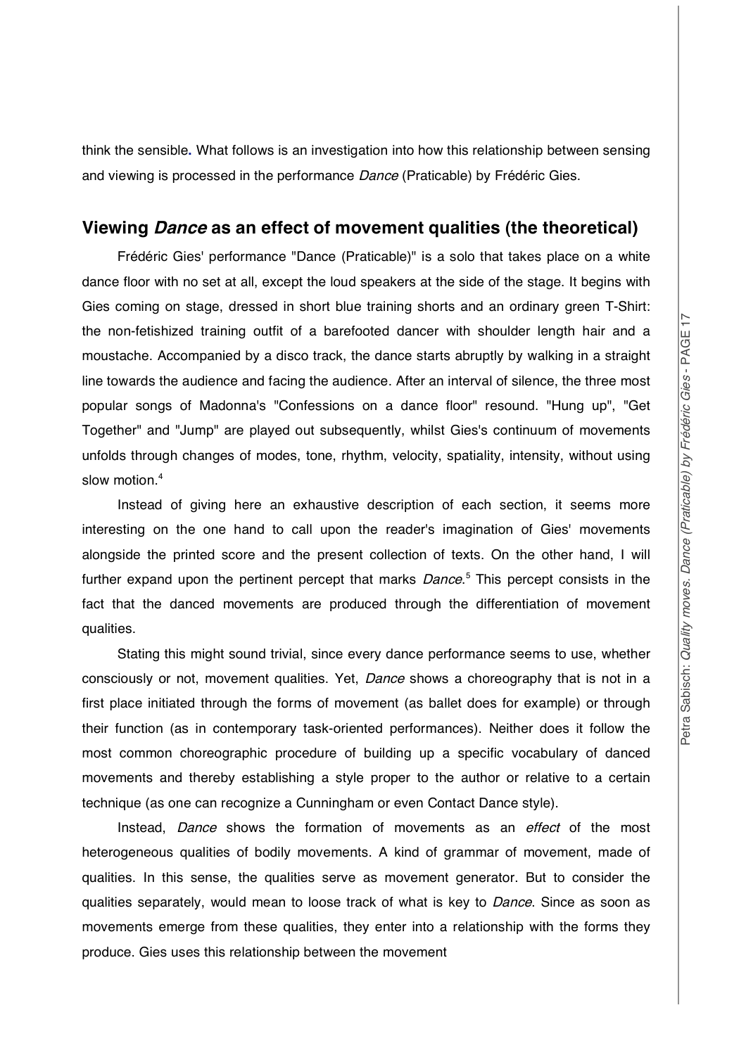think the sensible. What follows is an investigation into how this relationship between sensing and viewing is processed in the performance *Dance* (Praticable) by Frédéric Gies.

## Viewing *Dance* as an effect of movement qualities (the theoretical)

Frédéric Gies' performance "Dance (Praticable)" is a solo that takes place on a white dance floor with no set at all, except the loud speakers at the side of the stage. It begins with Gies coming on stage, dressed in short blue training shorts and an ordinary green T-Shirt: the non-fetishized training outfit of a barefooted dancer with shoulder length hair and a moustache. Accompanied by a disco track, the dance starts abruptly by walking in a straight line towards the audience and facing the audience. After an interval of silence, the three most popular songs of Madonna's "Confessions on a dance floor" resound. "Hung up", "Get Together" and "Jump" are played out subsequently, whilst Gies's continuum of movements unfolds through changes of modes, tone, rhythm, velocity, spatiality, intensity, without using slow motion.[4]

Instead of giving here an exhaustive description of each section, it seems more interesting on the one hand to call upon the reader's imagination of Gies' movements alongside the printed score and the present collection of texts. On the other hand, I will further expand upon the pertinent percept that marks *Dance*.[5] This percept consists in the fact that the danced movements are produced through the differentiation of movement qualities.

Stating this might sound trivial, since every dance performance seems to use, whether consciously or not, movement qualities. Yet, *Dance* shows a choreography that is not in a first place initiated through the forms of movement (as ballet does for example) or through their function (as in contemporary task-oriented performances). Neither does it follow the most common choreographic procedure of building up a specific vocabulary of danced movements and thereby establishing a style proper to the author or relative to a certain technique (as one can recognize a Cunningham or even Contact Dance style).

Instead, *Dance* shows the formation of movements as an *effect* of the most heterogeneous qualities of bodily movements. A kind of grammar of movement, made of qualities. In this sense, the qualities serve as movement generator. But to consider the qualities separately, would mean to loose track of what is key to *Dance*. Since as soon as movements emerge from these qualities, they enter into a relationship with the forms they produce. Gies uses this relationship between the movement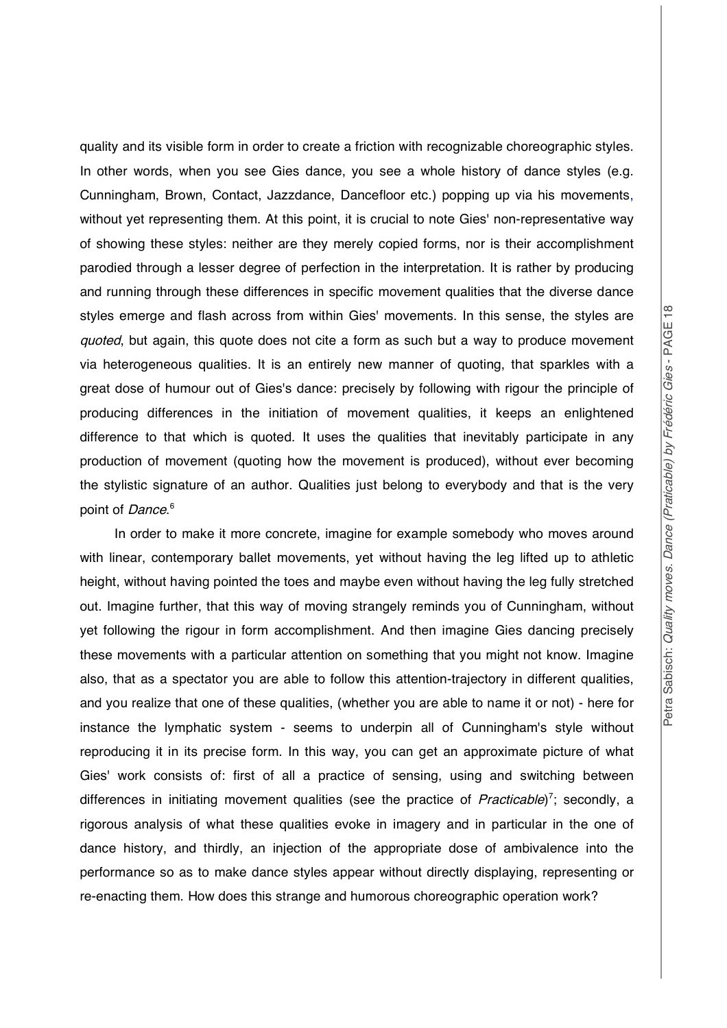quality and its visible form in order to create a friction with recognizable choreographic styles. In other words, when you see Gies dance, you see a whole history of dance styles (e.g. Cunningham, Brown, Contact, Jazzdance, Dancefloor etc.) popping up via his movements, without yet representing them. At this point, it is crucial to note Gies' non-representative way of showing these styles: neither are they merely copied forms, nor is their accomplishment parodied through a lesser degree of perfection in the interpretation. It is rather by producing and running through these differences in specific movement qualities that the diverse dance styles emerge and flash across from within Gies' movements. In this sense, the styles are *quoted*, but again, this quote does not cite a form as such but a way to produce movement via heterogeneous qualities. It is an entirely new manner of quoting, that sparkles with a great dose of humour out of Gies's dance: precisely by following with rigour the principle of producing differences in the initiation of movement qualities, it keeps an enlightened difference to that which is quoted. It uses the qualities that inevitably participate in any production of movement (quoting how the movement is produced), without ever becoming the stylistic signature of an author. Qualities just belong to everybody and that is the very point of *Dance*.[6]

In order to make it more concrete, imagine for example somebody who moves around with linear, contemporary ballet movements, yet without having the leg lifted up to athletic height, without having pointed the toes and maybe even without having the leg fully stretched out. Imagine further, that this way of moving strangely reminds you of Cunningham, without yet following the rigour in form accomplishment. And then imagine Gies dancing precisely these movements with a particular attention on something that you might not know. Imagine also, that as a spectator you are able to follow this attention-trajectory in different qualities, and you realize that one of these qualities, (whether you are able to name it or not) - here for instance the lymphatic system - seems to underpin all of Cunningham's style without reproducing it in its precise form. In this way, you can get an approximate picture of what Gies' work consists of: first of all a practice of sensing, using and switching between differences in initiating movement qualities (see the practice of *Practicable*)[7]; secondly, a rigorous analysis of what these qualities evoke in imagery and in particular in the one of dance history, and thirdly, an injection of the appropriate dose of ambivalence into the performance so as to make dance styles appear without directly displaying, representing or re-enacting them. How does this strange and humorous choreographic operation work?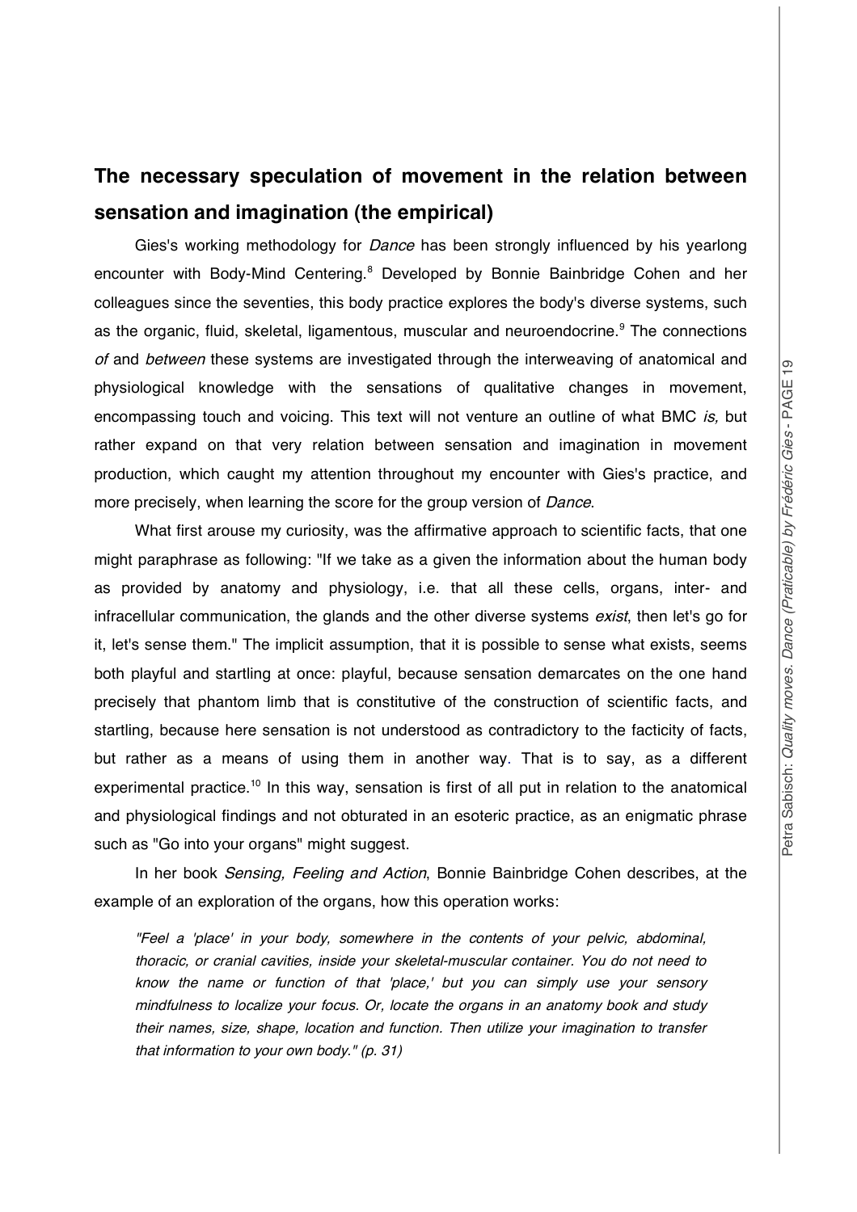## The necessary speculation of movement in the relation between sensation and imagination (the empirical)

Gies's working methodology for *Dance* has been strongly influenced by his yearlong encounter with Body-Mind Centering.[8] Developed by Bonnie Bainbridge Cohen and her colleagues since the seventies, this body practice explores the body's diverse systems, such as the organic, fluid, skeletal, ligamentous, muscular and neuroendocrine.[9] The connections *of* and *between* these systems are investigated through the interweaving of anatomical and physiological knowledge with the sensations of qualitative changes in movement, encompassing touch and voicing. This text will not venture an outline of what BMC *is,* but rather expand on that very relation between sensation and imagination in movement production, which caught my attention throughout my encounter with Gies's practice, and more precisely, when learning the score for the group version of *Dance*.

What first arouse my curiosity, was the affirmative approach to scientific facts, that one might paraphrase as following: "If we take as a given the information about the human body as provided by anatomy and physiology, i.e. that all these cells, organs, inter- and infracellular communication, the glands and the other diverse systems *exist*, then let's go for it, let's sense them." The implicit assumption, that it is possible to sense what exists, seems both playful and startling at once: playful, because sensation demarcates on the one hand precisely that phantom limb that is constitutive of the construction of scientific facts, and startling, because here sensation is not understood as contradictory to the facticity of facts, but rather as a means of using them in another way. That is to say, as a different experimental practice.[10] In this way, sensation is first of all put in relation to the anatomical and physiological findings and not obturated in an esoteric practice, as an enigmatic phrase such as "Go into your organs" might suggest.

In her book *Sensing, Feeling and Action*, Bonnie Bainbridge Cohen describes, at the example of an exploration of the organs, how this operation works:

> *"Feel a 'place' in your body, somewhere in the contents of your pelvic, abdominal, thoracic, or cranial cavities, inside your skeletal-muscular container. You do not need to know the name or function of that 'place,' but you can simply use your sensory mindfulness to localize your focus. Or, locate the organs in an anatomy book and study their names, size, shape, location and function. Then utilize your imagination to transfer that information to your own body." (p. 31)*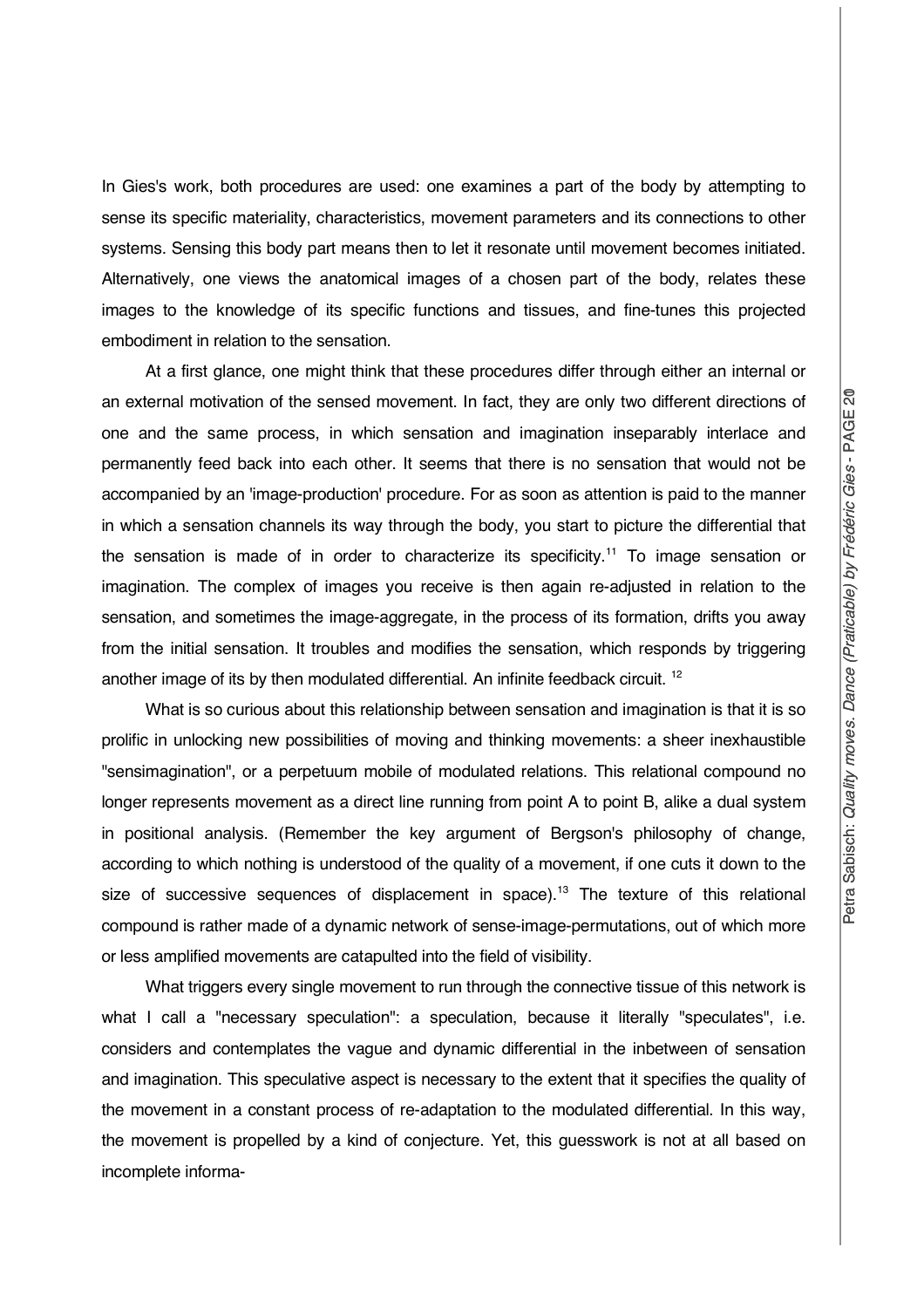In Gies's work, both procedures are used: one examines a part of the body by attempting to sense its specific materiality, characteristics, movement parameters and its connections to other systems. Sensing this body part means then to let it resonate until movement becomes initiated. Alternatively, one views the anatomical images of a chosen part of the body, relates these images to the knowledge of its specific functions and tissues, and fine-tunes this projected embodiment in relation to the sensation.

At a first glance, one might think that these procedures differ through either an internal or an external motivation of the sensed movement. In fact, they are only two different directions of one and the same process, in which sensation and imagination inseparably interlace and permanently feed back into each other. It seems that there is no sensation that would not be accompanied by an 'image-production' procedure. For as soon as attention is paid to the manner in which a sensation channels its way through the body, you start to picture the differential that the sensation is made of in order to characterize its specificity.[11] To image sensation or imagination. The complex of images you receive is then again re-adjusted in relation to the sensation, and sometimes the image-aggregate, in the process of its formation, drifts you away from the initial sensation. It troubles and modifies the sensation, which responds by triggering another image of its by then modulated differential. An infinite feedback circuit. [12]

What is so curious about this relationship between sensation and imagination is that it is so prolific in unlocking new possibilities of moving and thinking movements: a sheer inexhaustible "sensimagination", or a perpetuum mobile of modulated relations. This relational compound no longer represents movement as a direct line running from point A to point B, alike a dual system in positional analysis. (Remember the key argument of Bergson's philosophy of change, according to which nothing is understood of the quality of a movement, if one cuts it down to the size of successive sequences of displacement in space).[13] The texture of this relational compound is rather made of a dynamic network of sense-image-permutations, out of which more or less amplified movements are catapulted into the field of visibility.

What triggers every single movement to run through the connective tissue of this network is what I call a "necessary speculation": a speculation, because it literally "speculates", i.e. considers and contemplates the vague and dynamic differential in the inbetween of sensation and imagination. This speculative aspect is necessary to the extent that it specifies the quality of the movement in a constant process of re-adaptation to the modulated differential. In this way, the movement is propelled by a kind of conjecture. Yet, this guesswork is not at all based on incomplete informa-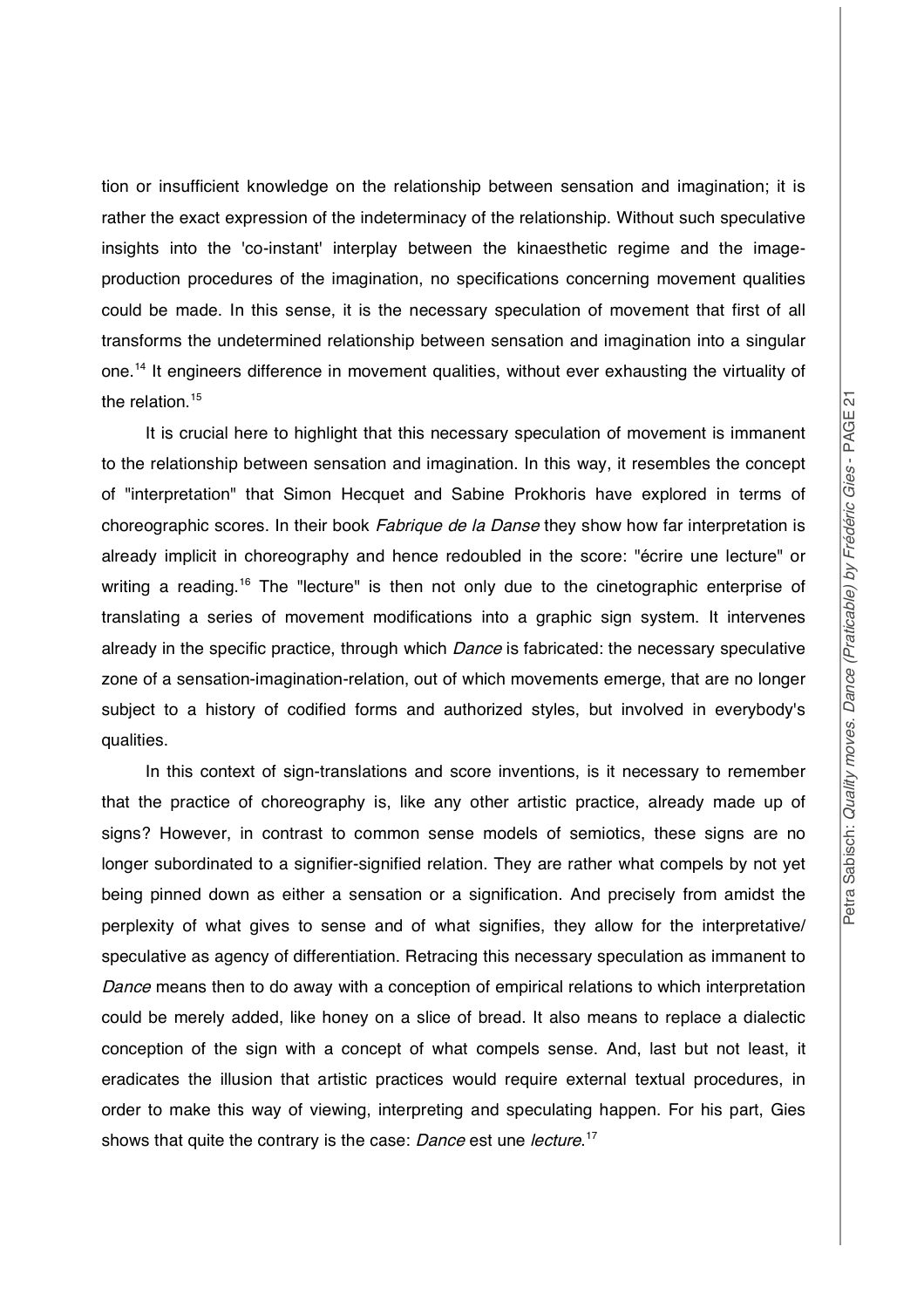tion or insufficient knowledge on the relationship between sensation and imagination; it is rather the exact expression of the indeterminacy of the relationship. Without such speculative insights into the 'co-instant' interplay between the kinaesthetic regime and the image-production procedures of the imagination, no specifications concerning movement qualities could be made. In this sense, it is the necessary speculation of movement that first of all transforms the undetermined relationship between sensation and imagination into a singular one.[14] It engineers difference in movement qualities, without ever exhausting the virtuality of the relation.[15]

It is crucial here to highlight that this necessary speculation of movement is immanent to the relationship between sensation and imagination. In this way, it resembles the concept of "interpretation" that Simon Hecquet and Sabine Prokhoris have explored in terms of choreographic scores. In their book *Fabrique de la Danse* they show how far interpretation is already implicit in choreography and hence redoubled in the score: "écrire une lecture" or writing a reading.[16] The "lecture" is then not only due to the cinetographic enterprise of translating a series of movement modifications into a graphic sign system. It intervenes already in the specific practice, through which *Dance* is fabricated: the necessary speculative zone of a sensation-imagination-relation, out of which movements emerge, that are no longer subject to a history of codified forms and authorized styles, but involved in everybody's qualities.

In this context of sign-translations and score inventions, is it necessary to remember that the practice of choreography is, like any other artistic practice, already made up of signs? However, in contrast to common sense models of semiotics, these signs are no longer subordinated to a signifier-signified relation. They are rather what compels by not yet being pinned down as either a sensation or a signification. And precisely from amidst the perplexity of what gives to sense and of what signifies, they allow for the interpretative/ speculative as agency of differentiation. Retracing this necessary speculation as immanent to *Dance* means then to do away with a conception of empirical relations to which interpretation could be merely added, like honey on a slice of bread. It also means to replace a dialectic conception of the sign with a concept of what compels sense. And, last but not least, it eradicates the illusion that artistic practices would require external textual procedures, in order to make this way of viewing, interpreting and speculating happen. For his part, Gies shows that quite the contrary is the case: *Dance* est une *lecture*.[17]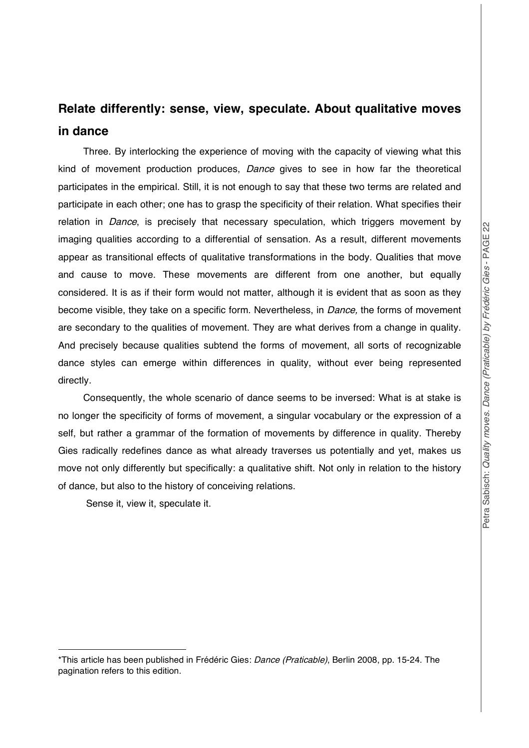## Relate differently: sense, view, speculate. About qualitative moves in dance

Three. By interlocking the experience of moving with the capacity of viewing what this kind of movement production produces, *Dance* gives to see in how far the theoretical participates in the empirical. Still, it is not enough to say that these two terms are related and participate in each other; one has to grasp the specificity of their relation. What specifies their relation in *Dance*, is precisely that necessary speculation, which triggers movement by imaging qualities according to a differential of sensation. As a result, different movements appear as transitional effects of qualitative transformations in the body. Qualities that move and cause to move. These movements are different from one another, but equally considered. It is as if their form would not matter, although it is evident that as soon as they become visible, they take on a specific form. Nevertheless, in *Dance,* the forms of movement are secondary to the qualities of movement. They are what derives from a change in quality. And precisely because qualities subtend the forms of movement, all sorts of recognizable dance styles can emerge within differences in quality, without ever being represented directly.

Consequently, the whole scenario of dance seems to be inversed: What is at stake is no longer the specificity of forms of movement, a singular vocabulary or the expression of a self, but rather a grammar of the formation of movements by difference in quality. Thereby Gies radically redefines dance as what already traverses us potentially and yet, makes us move not only differently but specifically: a qualitative shift. Not only in relation to the history of dance, but also to the history of conceiving relations.

Sense it, view it, speculate it.

---

*This article has been published in Frédéric Gies: *Dance (Praticable)*, Berlin 2008, pp. 15-24. The pagination refers to this edition.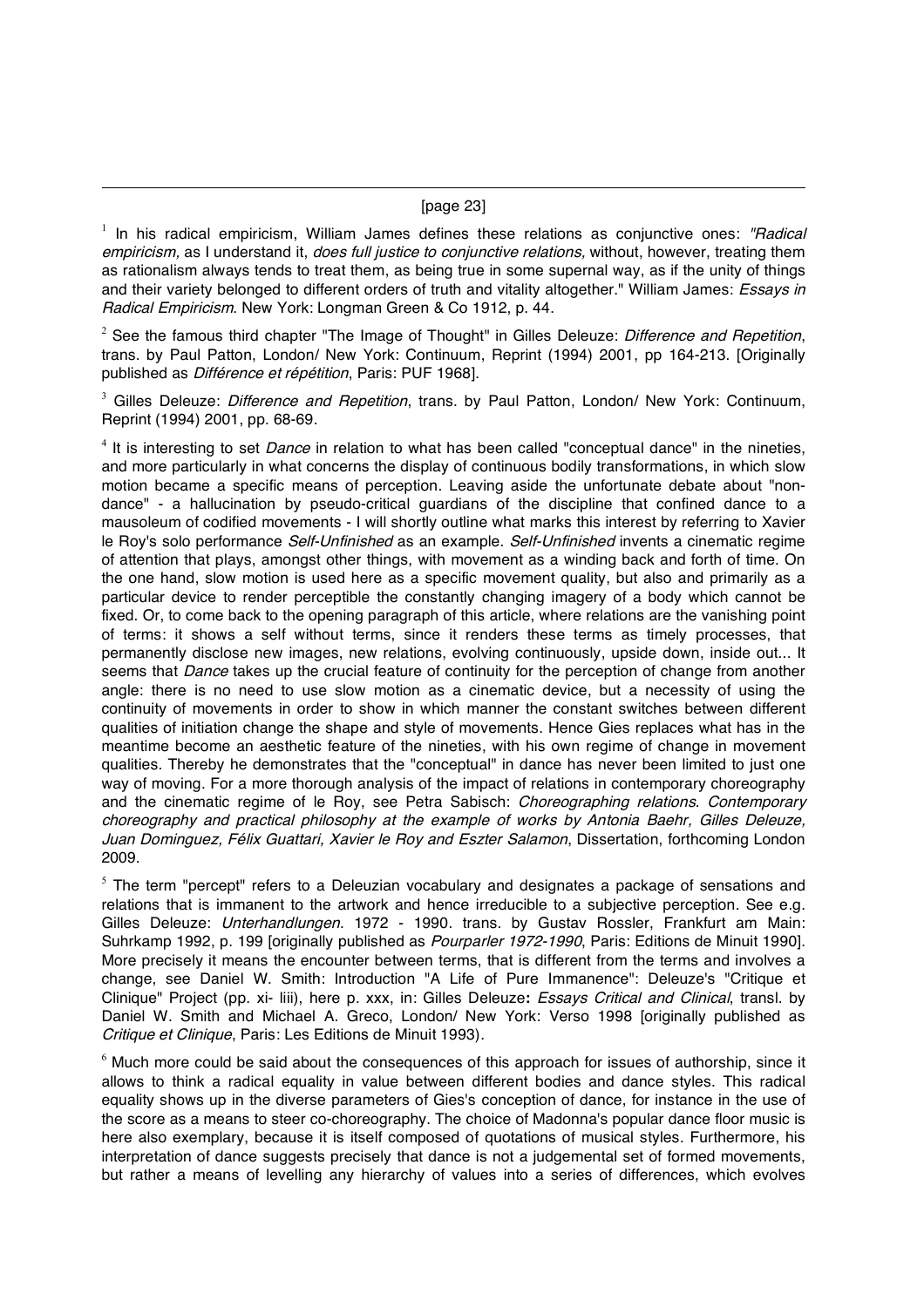[page 23]

[1] In his radical empiricism, William James defines these relations as conjunctive ones: *"Radical empiricism,* as I understand it, *does full justice to conjunctive relations,* without, however, treating them as rationalism always tends to treat them, as being true in some supernal way, as if the unity of things and their variety belonged to different orders of truth and vitality altogether." William James: *Essays in Radical Empiricism*. New York: Longman Green & Co 1912, p. 44.

[2] See the famous third chapter "The Image of Thought" in Gilles Deleuze: *Difference and Repetition*, trans. by Paul Patton, London/ New York: Continuum, Reprint (1994) 2001, pp 164-213. [Originally published as *Différence et répétition*, Paris: PUF 1968].

[3] Gilles Deleuze: *Difference and Repetition*, trans. by Paul Patton, London/ New York: Continuum, Reprint (1994) 2001, pp. 68-69.

[4] It is interesting to set *Dance* in relation to what has been called "conceptual dance" in the nineties, and more particularly in what concerns the display of continuous bodily transformations, in which slow motion became a specific means of perception. Leaving aside the unfortunate debate about "non-dance" - a hallucination by pseudo-critical guardians of the discipline that confined dance to a mausoleum of codified movements - I will shortly outline what marks this interest by referring to Xavier le Roy's solo performance *Self-Unfinished* as an example. *Self-Unfinished* invents a cinematic regime of attention that plays, amongst other things, with movement as a winding back and forth of time. On the one hand, slow motion is used here as a specific movement quality, but also and primarily as a particular device to render perceptible the constantly changing imagery of a body which cannot be fixed. Or, to come back to the opening paragraph of this article, where relations are the vanishing point of terms: it shows a self without terms, since it renders these terms as timely processes, that permanently disclose new images, new relations, evolving continuously, upside down, inside out... It seems that *Dance* takes up the crucial feature of continuity for the perception of change from another angle: there is no need to use slow motion as a cinematic device, but a necessity of using the continuity of movements in order to show in which manner the constant switches between different qualities of initiation change the shape and style of movements. Hence Gies replaces what has in the meantime become an aesthetic feature of the nineties, with his own regime of change in movement qualities. Thereby he demonstrates that the "conceptual" in dance has never been limited to just one way of moving. For a more thorough analysis of the impact of relations in contemporary choreography and the cinematic regime of le Roy, see Petra Sabisch: *Choreographing relations. Contemporary choreography and practical philosophy at the example of works by Antonia Baehr, Gilles Deleuze, Juan Dominguez, Félix Guattari, Xavier le Roy and Eszter Salamon*, Dissertation, forthcoming London 2009.

[5] The term "percept" refers to a Deleuzian vocabulary and designates a package of sensations and relations that is immanent to the artwork and hence irreducible to a subjective perception. See e.g. Gilles Deleuze: *Unterhandlungen*. 1972 - 1990. trans. by Gustav Rossler, Frankfurt am Main: Suhrkamp 1992, p. 199 [originally published as *Pourparler 1972-1990*, Paris: Editions de Minuit 1990]. More precisely it means the encounter between terms, that is different from the terms and involves a change, see Daniel W. Smith: Introduction "A Life of Pure Immanence": Deleuze's "Critique et Clinique" Project (pp. xi- liii), here p. xxx, in: Gilles Deleuze**:** *Essays Critical and Clinical*, transl. by Daniel W. Smith and Michael A. Greco, London/ New York: Verso 1998 [originally published as *Critique et Clinique*, Paris: Les Editions de Minuit 1993).

[6] Much more could be said about the consequences of this approach for issues of authorship, since it allows to think a radical equality in value between different bodies and dance styles. This radical equality shows up in the diverse parameters of Gies's conception of dance, for instance in the use of the score as a means to steer co-choreography. The choice of Madonna's popular dance floor music is here also exemplary, because it is itself composed of quotations of musical styles. Furthermore, his interpretation of dance suggests precisely that dance is not a judgemental set of formed movements, but rather a means of levelling any hierarchy of values into a series of differences, which evolves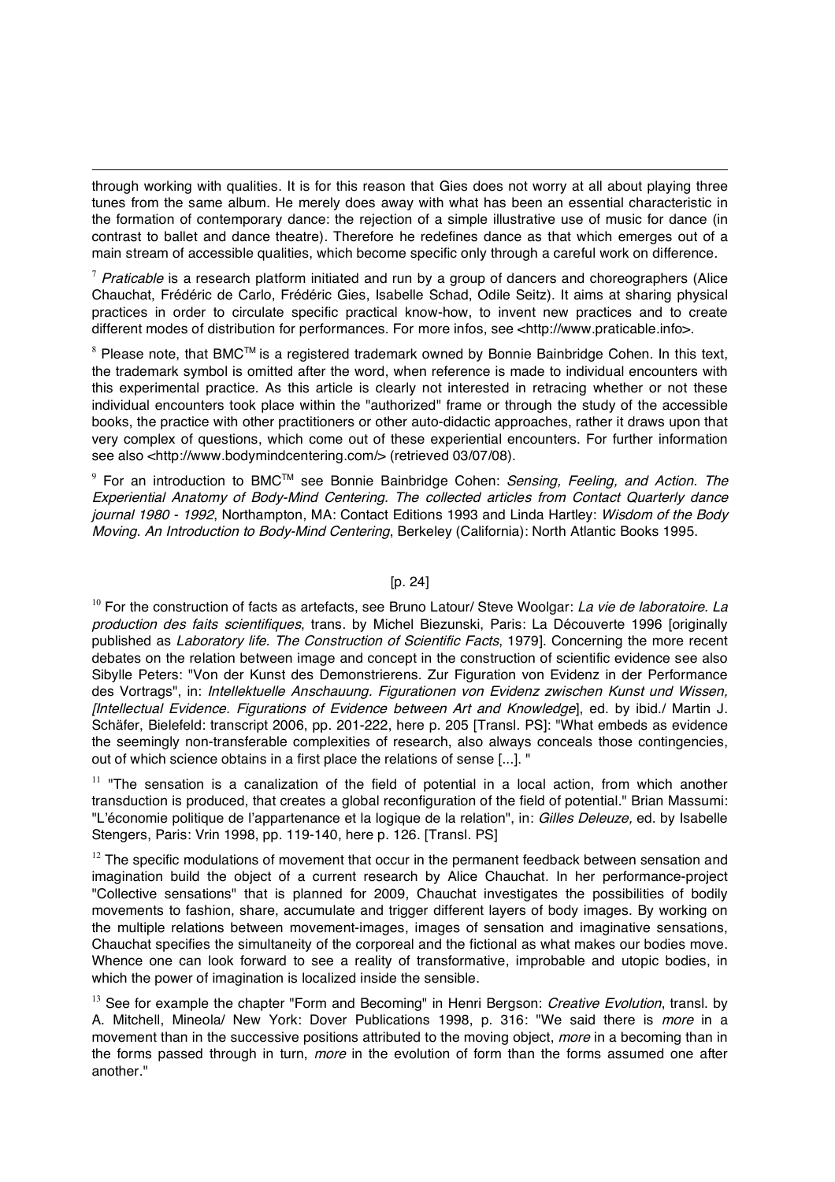through working with qualities. It is for this reason that Gies does not worry at all about playing three tunes from the same album. He merely does away with what has been an essential characteristic in the formation of contemporary dance: the rejection of a simple illustrative use of music for dance (in contrast to ballet and dance theatre). Therefore he redefines dance as that which emerges out of a main stream of accessible qualities, which become specific only through a careful work on difference.

[7] *Praticable* is a research platform initiated and run by a group of dancers and choreographers (Alice Chauchat, Frédéric de Carlo, Frédéric Gies, Isabelle Schad, Odile Seitz). It aims at sharing physical practices in order to circulate specific practical know-how, to invent new practices and to create different modes of distribution for performances. For more infos, see <http://www.praticable.info>.

[8] Please note, that BMC™ is a registered trademark owned by Bonnie Bainbridge Cohen. In this text, the trademark symbol is omitted after the word, when reference is made to individual encounters with this experimental practice. As this article is clearly not interested in retracing whether or not these individual encounters took place within the "authorized" frame or through the study of the accessible books, the practice with other practitioners or other auto-didactic approaches, rather it draws upon that very complex of questions, which come out of these experiential encounters. For further information see also <http://www.bodymindcentering.com/> (retrieved 03/07/08).

[9] For an introduction to BMC™ see Bonnie Bainbridge Cohen: *Sensing, Feeling, and Action. The Experiential Anatomy of Body-Mind Centering. The collected articles from Contact Quarterly dance journal 1980 - 1992*, Northampton, MA: Contact Editions 1993 and Linda Hartley: *Wisdom of the Body Moving. An Introduction to Body-Mind Centering*, Berkeley (California): North Atlantic Books 1995.

[p. 24]

[10] For the construction of facts as artefacts, see Bruno Latour/ Steve Woolgar: *La vie de laboratoire. La production des faits scientifiques*, trans. by Michel Biezunski, Paris: La Découverte 1996 [originally published as *Laboratory life. The Construction of Scientific Facts*, 1979]. Concerning the more recent debates on the relation between image and concept in the construction of scientific evidence see also Sibylle Peters: "Von der Kunst des Demonstrierens. Zur Figuration von Evidenz in der Performance des Vortrags", in: *Intellektuelle Anschauung. Figurationen von Evidenz zwischen Kunst und Wissen, [Intellectual Evidence. Figurations of Evidence between Art and Knowledge]*, ed. by ibid./ Martin J. Schäfer, Bielefeld: transcript 2006, pp. 201-222, here p. 205 [Transl. PS]: "What embeds as evidence the seemingly non-transferable complexities of research, also always conceals those contingencies, out of which science obtains in a first place the relations of sense [...]. "

[11] "The sensation is a canalization of the field of potential in a local action, from which another transduction is produced, that creates a global reconfiguration of the field of potential." Brian Massumi: "L'économie politique de l'appartenance et la logique de la relation", in: *Gilles Deleuze,* ed. by Isabelle Stengers, Paris: Vrin 1998, pp. 119-140, here p. 126. [Transl. PS]

[12] The specific modulations of movement that occur in the permanent feedback between sensation and imagination build the object of a current research by Alice Chauchat. In her performance-project "Collective sensations" that is planned for 2009, Chauchat investigates the possibilities of bodily movements to fashion, share, accumulate and trigger different layers of body images. By working on the multiple relations between movement-images, images of sensation and imaginative sensations, Chauchat specifies the simultaneity of the corporeal and the fictional as what makes our bodies move. Whence one can look forward to see a reality of transformative, improbable and utopic bodies, in which the power of imagination is localized inside the sensible.

[13] See for example the chapter "Form and Becoming" in Henri Bergson: *Creative Evolution*, transl. by A. Mitchell, Mineola/ New York: Dover Publications 1998, p. 316: "We said there is *more* in a movement than in the successive positions attributed to the moving object, *more* in a becoming than in the forms passed through in turn, *more* in the evolution of form than the forms assumed one after another."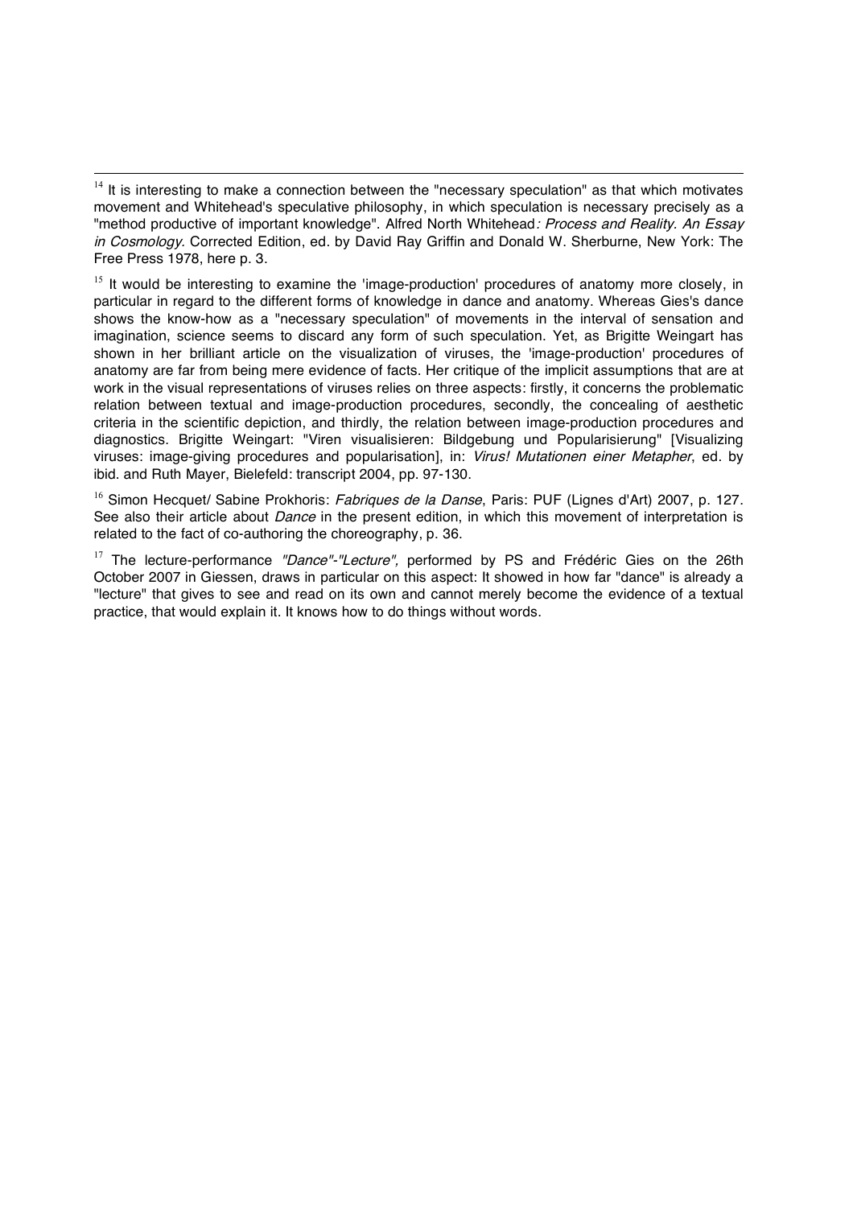[14] It is interesting to make a connection between the "necessary speculation" as that which motivates movement and Whitehead's speculative philosophy, in which speculation is necessary precisely as a "method productive of important knowledge". Alfred North Whitehead*: Process and Reality. An Essay in Cosmology.* Corrected Edition, ed. by David Ray Griffin and Donald W. Sherburne, New York: The Free Press 1978, here p. 3.

[15] It would be interesting to examine the 'image-production' procedures of anatomy more closely, in particular in regard to the different forms of knowledge in dance and anatomy. Whereas Gies's dance shows the know-how as a "necessary speculation" of movements in the interval of sensation and imagination, science seems to discard any form of such speculation. Yet, as Brigitte Weingart has shown in her brilliant article on the visualization of viruses, the 'image-production' procedures of anatomy are far from being mere evidence of facts. Her critique of the implicit assumptions that are at work in the visual representations of viruses relies on three aspects: firstly, it concerns the problematic relation between textual and image-production procedures, secondly, the concealing of aesthetic criteria in the scientific depiction, and thirdly, the relation between image-production procedures and diagnostics. Brigitte Weingart: "Viren visualisieren: Bildgebung und Popularisierung" [Visualizing viruses: image-giving procedures and popularisation], in: *Virus! Mutationen einer Metapher*, ed. by ibid. and Ruth Mayer, Bielefeld: transcript 2004, pp. 97-130.

[16] Simon Hecquet/ Sabine Prokhoris: *Fabriques de la Danse*, Paris: PUF (Lignes d'Art) 2007, p. 127. See also their article about *Dance* in the present edition, in which this movement of interpretation is related to the fact of co-authoring the choreography, p. 36.

[17] The lecture-performance *"Dance"-"Lecture",* performed by PS and Frédéric Gies on the 26th October 2007 in Giessen, draws in particular on this aspect: It showed in how far "dance" is already a "lecture" that gives to see and read on its own and cannot merely become the evidence of a textual practice, that would explain it. It knows how to do things without words.